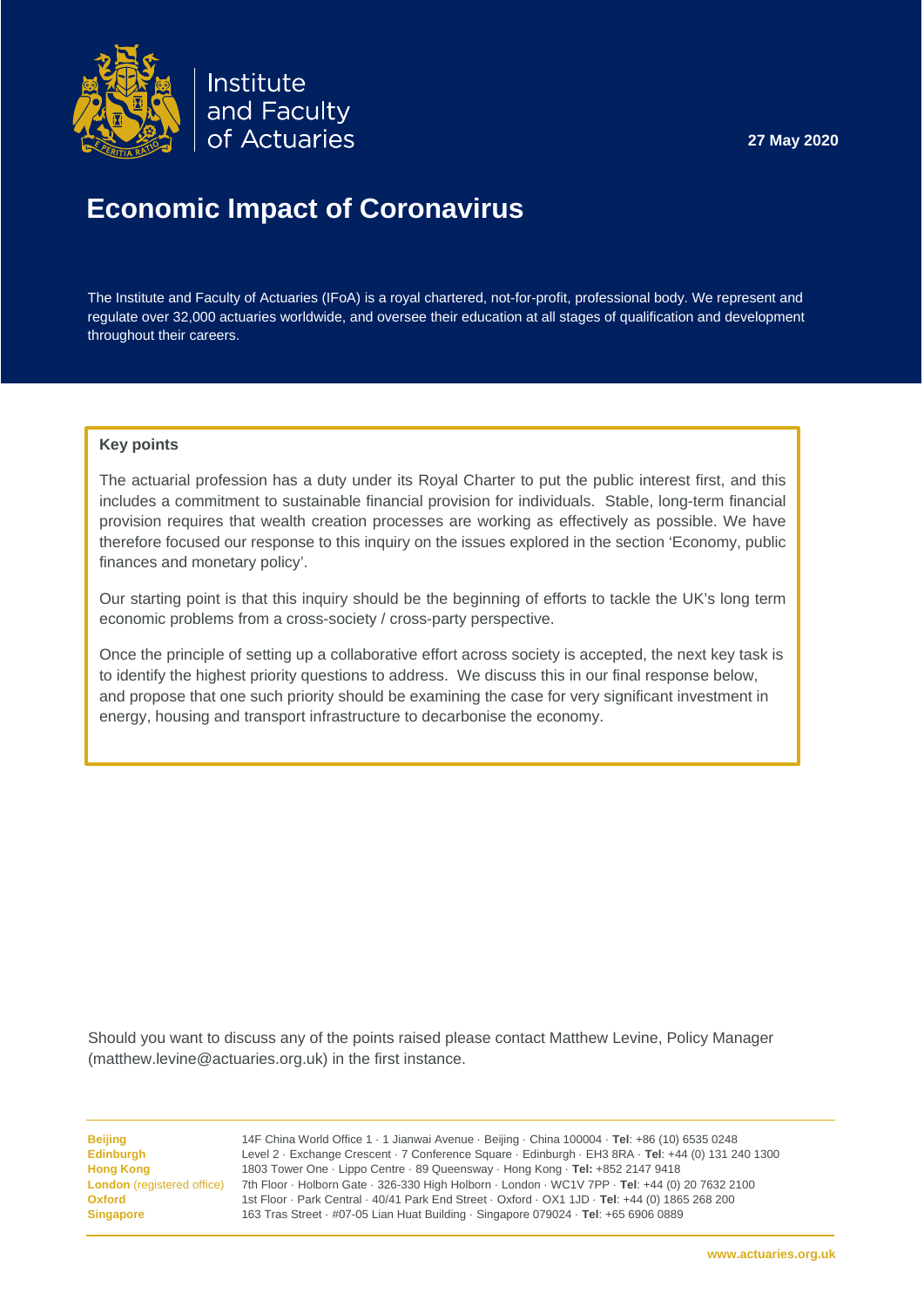Institute and Faculty of Actuaries

**27 May 2020**

# Economic Impact of Coronavirus

The Institute and Faculty of Actuaries (IFoA) is a royal chartered, not-for-profit, professional body. We represent and regulate over 32,000 actuaries worldwide, and oversee their education at all stages of qualification and development throughout their careers.

**Key points**

The actuarial profession has a duty under its Royal Charter to put the public interest first, and this includes a commitment to sustainable financial provision for individuals. Stable, long-term financial provision requires that wealth creation processes are working as effectively as possible. We have therefore focused our response to this inquiry on the issues explored in the section 'Economy, public finances and monetary policy'.

Our starting point is that this inquiry should be the beginning of efforts to tackle the UK's long term economic problems from a cross-society / cross-party perspective.

Once the principle of setting up a collaborative effort across society is accepted, the next key task is to identify the highest priority questions to address. We discuss this in our final response below, and propose that one such priority should be examining the case for very significant investment in energy, housing and transport infrastructure to decarbonise the economy.

Should you want to discuss any of the points raised please contact Matthew Levine, Policy Manager (matthew.levine@actuaries.org.uk) in the first instance.

| | |
|---|---|
| **Beijing** | 14F China World Office 1 · 1 Jianwai Avenue · Beijing · China 100004 · **Tel**: +86 (10) 6535 0248 |
| **Edinburgh** | Level 2 · Exchange Crescent · 7 Conference Square · Edinburgh · EH3 8RA · **Tel**: +44 (0) 131 240 1300 |
| **Hong Kong** | 1803 Tower One · Lippo Centre · 89 Queensway · Hong Kong · **Tel:** +852 2147 9418 |
| **London** (registered office) | 7th Floor · Holborn Gate · 326-330 High Holborn · London · WC1V 7PP · **Tel**: +44 (0) 20 7632 2100 |
| **Oxford** | 1st Floor · Park Central · 40/41 Park End Street · Oxford · OX1 1JD · **Tel**: +44 (0) 1865 268 200 |
| **Singapore** | 163 Tras Street · #07-05 Lian Huat Building · Singapore 079024 · **Tel**: +65 6906 0889 |

www.actuaries.org.uk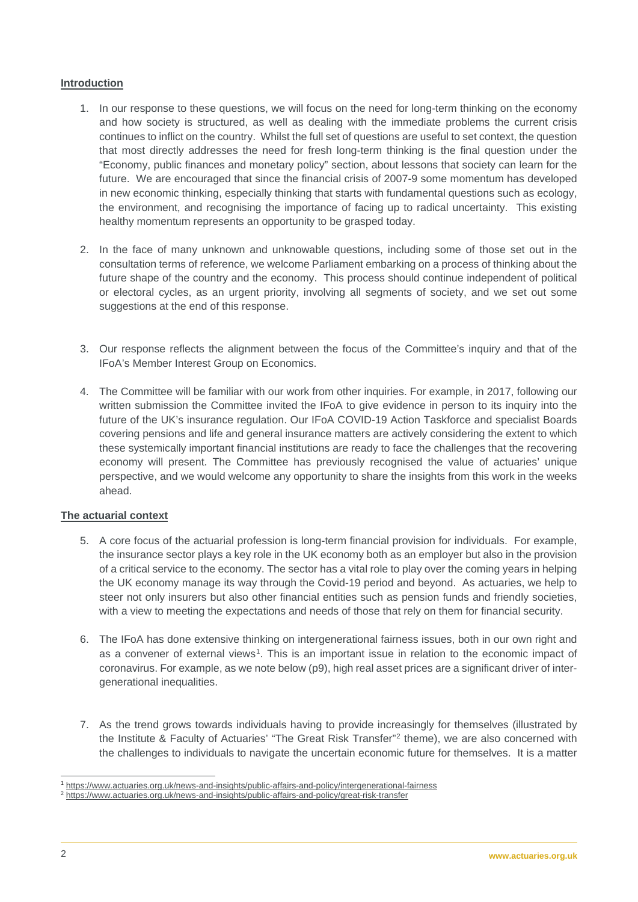## Introduction

1. In our response to these questions, we will focus on the need for long-term thinking on the economy and how society is structured, as well as dealing with the immediate problems the current crisis continues to inflict on the country. Whilst the full set of questions are useful to set context, the question that most directly addresses the need for fresh long-term thinking is the final question under the "Economy, public finances and monetary policy" section, about lessons that society can learn for the future. We are encouraged that since the financial crisis of 2007-9 some momentum has developed in new economic thinking, especially thinking that starts with fundamental questions such as ecology, the environment, and recognising the importance of facing up to radical uncertainty. This existing healthy momentum represents an opportunity to be grasped today.

2. In the face of many unknown and unknowable questions, including some of those set out in the consultation terms of reference, we welcome Parliament embarking on a process of thinking about the future shape of the country and the economy. This process should continue independent of political or electoral cycles, as an urgent priority, involving all segments of society, and we set out some suggestions at the end of this response.

3. Our response reflects the alignment between the focus of the Committee's inquiry and that of the IFoA's Member Interest Group on Economics.

4. The Committee will be familiar with our work from other inquiries. For example, in 2017, following our written submission the Committee invited the IFoA to give evidence in person to its inquiry into the future of the UK's insurance regulation. Our IFoA COVID-19 Action Taskforce and specialist Boards covering pensions and life and general insurance matters are actively considering the extent to which these systemically important financial institutions are ready to face the challenges that the recovering economy will present. The Committee has previously recognised the value of actuaries' unique perspective, and we would welcome any opportunity to share the insights from this work in the weeks ahead.

## The actuarial context

5. A core focus of the actuarial profession is long-term financial provision for individuals. For example, the insurance sector plays a key role in the UK economy both as an employer but also in the provision of a critical service to the economy. The sector has a vital role to play over the coming years in helping the UK economy manage its way through the Covid-19 period and beyond. As actuaries, we help to steer not only insurers but also other financial entities such as pension funds and friendly societies, with a view to meeting the expectations and needs of those that rely on them for financial security.

6. The IFoA has done extensive thinking on intergenerational fairness issues, both in our own right and as a convener of external views[1]. This is an important issue in relation to the economic impact of coronavirus. For example, as we note below (p9), high real asset prices are a significant driver of inter-generational inequalities.

7. As the trend grows towards individuals having to provide increasingly for themselves (illustrated by the Institute & Faculty of Actuaries' "The Great Risk Transfer"[2] theme), we are also concerned with the challenges to individuals to navigate the uncertain economic future for themselves. It is a matter

[1] https://www.actuaries.org.uk/news-and-insights/public-affairs-and-policy/intergenerational-fairness

[2] https://www.actuaries.org.uk/news-and-insights/public-affairs-and-policy/great-risk-transfer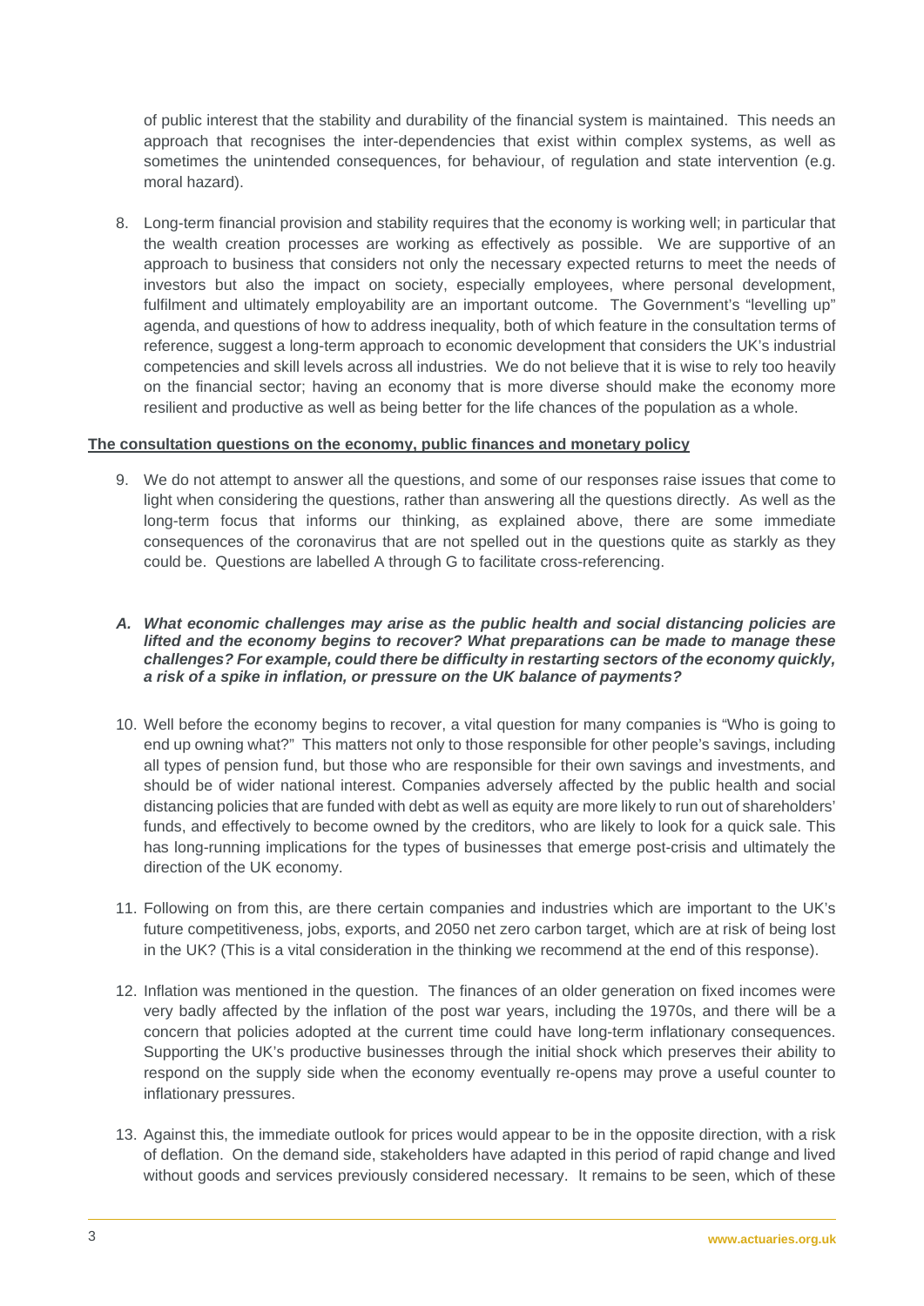of public interest that the stability and durability of the financial system is maintained. This needs an approach that recognises the inter-dependencies that exist within complex systems, as well as sometimes the unintended consequences, for behaviour, of regulation and state intervention (e.g. moral hazard).

8. Long-term financial provision and stability requires that the economy is working well; in particular that the wealth creation processes are working as effectively as possible. We are supportive of an approach to business that considers not only the necessary expected returns to meet the needs of investors but also the impact on society, especially employees, where personal development, fulfilment and ultimately employability are an important outcome. The Government's "levelling up" agenda, and questions of how to address inequality, both of which feature in the consultation terms of reference, suggest a long-term approach to economic development that considers the UK's industrial competencies and skill levels across all industries. We do not believe that it is wise to rely too heavily on the financial sector; having an economy that is more diverse should make the economy more resilient and productive as well as being better for the life chances of the population as a whole.

**The consultation questions on the economy, public finances and monetary policy**

9. We do not attempt to answer all the questions, and some of our responses raise issues that come to light when considering the questions, rather than answering all the questions directly. As well as the long-term focus that informs our thinking, as explained above, there are some immediate consequences of the coronavirus that are not spelled out in the questions quite as starkly as they could be. Questions are labelled A through G to facilitate cross-referencing.

***A. What economic challenges may arise as the public health and social distancing policies are lifted and the economy begins to recover? What preparations can be made to manage these challenges? For example, could there be difficulty in restarting sectors of the economy quickly, a risk of a spike in inflation, or pressure on the UK balance of payments?***

10. Well before the economy begins to recover, a vital question for many companies is "Who is going to end up owning what?" This matters not only to those responsible for other people's savings, including all types of pension fund, but those who are responsible for their own savings and investments, and should be of wider national interest. Companies adversely affected by the public health and social distancing policies that are funded with debt as well as equity are more likely to run out of shareholders' funds, and effectively to become owned by the creditors, who are likely to look for a quick sale. This has long-running implications for the types of businesses that emerge post-crisis and ultimately the direction of the UK economy.

11. Following on from this, are there certain companies and industries which are important to the UK's future competitiveness, jobs, exports, and 2050 net zero carbon target, which are at risk of being lost in the UK? (This is a vital consideration in the thinking we recommend at the end of this response).

12. Inflation was mentioned in the question. The finances of an older generation on fixed incomes were very badly affected by the inflation of the post war years, including the 1970s, and there will be a concern that policies adopted at the current time could have long-term inflationary consequences. Supporting the UK's productive businesses through the initial shock which preserves their ability to respond on the supply side when the economy eventually re-opens may prove a useful counter to inflationary pressures.

13. Against this, the immediate outlook for prices would appear to be in the opposite direction, with a risk of deflation. On the demand side, stakeholders have adapted in this period of rapid change and lived without goods and services previously considered necessary. It remains to be seen, which of these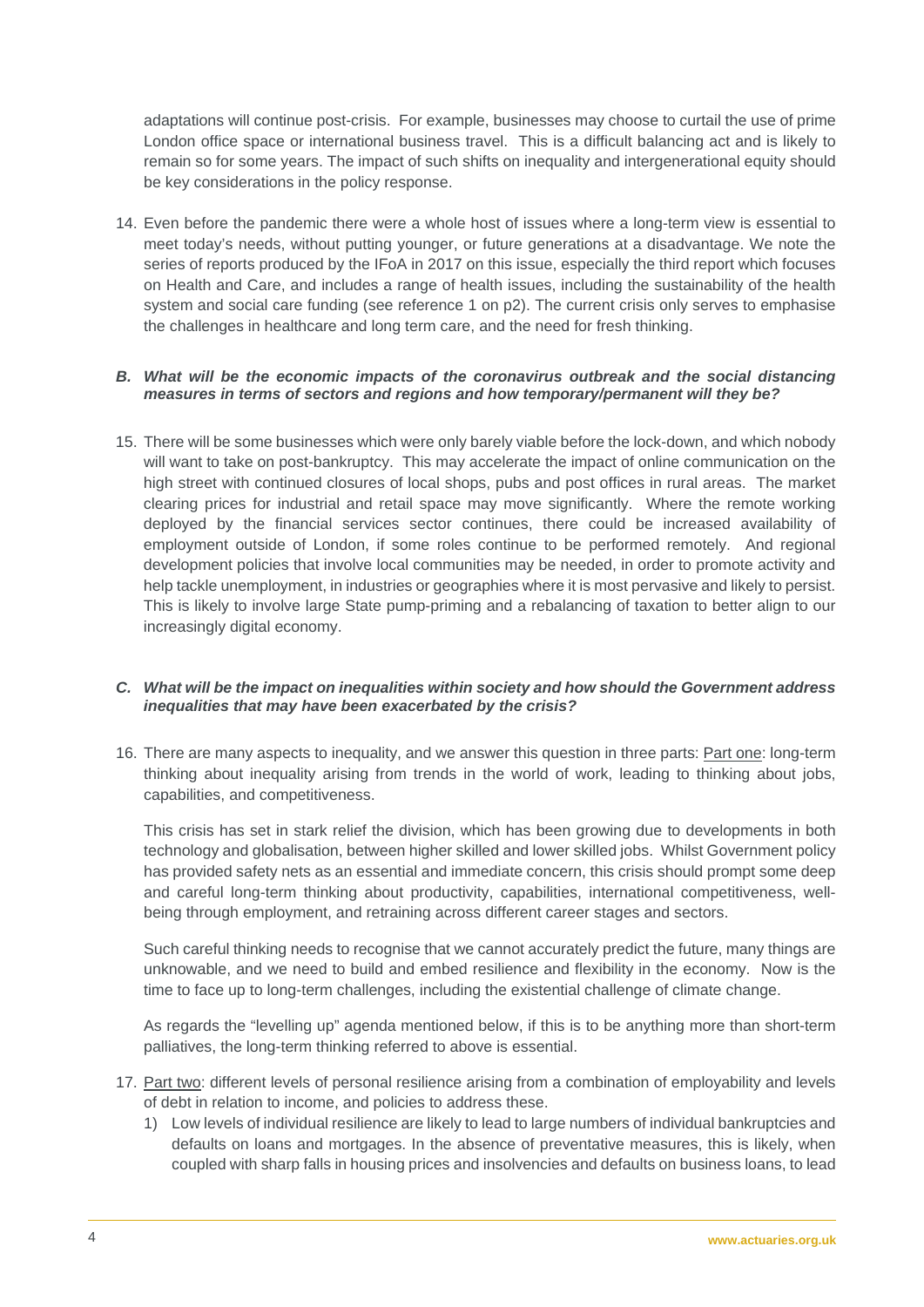adaptations will continue post-crisis. For example, businesses may choose to curtail the use of prime London office space or international business travel. This is a difficult balancing act and is likely to remain so for some years. The impact of such shifts on inequality and intergenerational equity should be key considerations in the policy response.

14. Even before the pandemic there were a whole host of issues where a long-term view is essential to meet today's needs, without putting younger, or future generations at a disadvantage. We note the series of reports produced by the IFoA in 2017 on this issue, especially the third report which focuses on Health and Care, and includes a range of health issues, including the sustainability of the health system and social care funding (see reference 1 on p2). The current crisis only serves to emphasise the challenges in healthcare and long term care, and the need for fresh thinking.

### *B. What will be the economic impacts of the coronavirus outbreak and the social distancing measures in terms of sectors and regions and how temporary/permanent will they be?*

15. There will be some businesses which were only barely viable before the lock-down, and which nobody will want to take on post-bankruptcy. This may accelerate the impact of online communication on the high street with continued closures of local shops, pubs and post offices in rural areas. The market clearing prices for industrial and retail space may move significantly. Where the remote working deployed by the financial services sector continues, there could be increased availability of employment outside of London, if some roles continue to be performed remotely. And regional development policies that involve local communities may be needed, in order to promote activity and help tackle unemployment, in industries or geographies where it is most pervasive and likely to persist. This is likely to involve large State pump-priming and a rebalancing of taxation to better align to our increasingly digital economy.

### *C. What will be the impact on inequalities within society and how should the Government address inequalities that may have been exacerbated by the crisis?*

16. There are many aspects to inequality, and we answer this question in three parts: <u>Part one</u>: long-term thinking about inequality arising from trends in the world of work, leading to thinking about jobs, capabilities, and competitiveness.

    This crisis has set in stark relief the division, which has been growing due to developments in both technology and globalisation, between higher skilled and lower skilled jobs. Whilst Government policy has provided safety nets as an essential and immediate concern, this crisis should prompt some deep and careful long-term thinking about productivity, capabilities, international competitiveness, well-being through employment, and retraining across different career stages and sectors.

    Such careful thinking needs to recognise that we cannot accurately predict the future, many things are unknowable, and we need to build and embed resilience and flexibility in the economy. Now is the time to face up to long-term challenges, including the existential challenge of climate change.

    As regards the "levelling up" agenda mentioned below, if this is to be anything more than short-term palliatives, the long-term thinking referred to above is essential.

17. <u>Part two</u>: different levels of personal resilience arising from a combination of employability and levels of debt in relation to income, and policies to address these.
    1) Low levels of individual resilience are likely to lead to large numbers of individual bankruptcies and defaults on loans and mortgages. In the absence of preventative measures, this is likely, when coupled with sharp falls in housing prices and insolvencies and defaults on business loans, to lead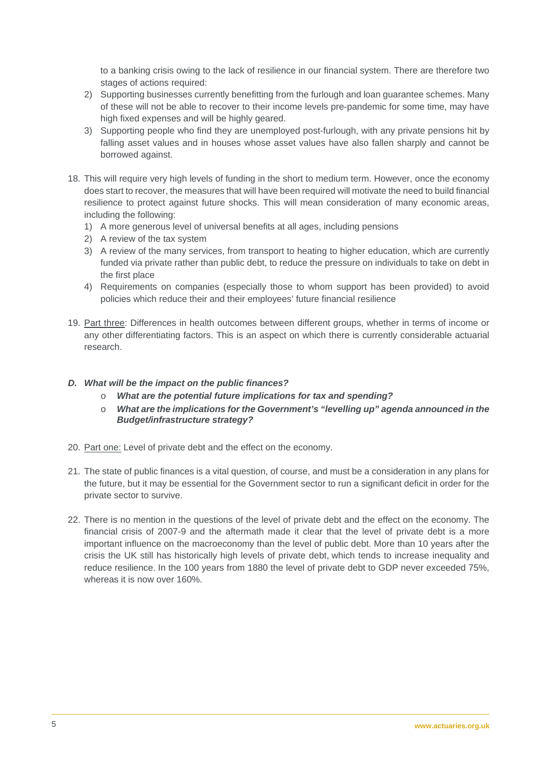to a banking crisis owing to the lack of resilience in our financial system. There are therefore two stages of actions required:

2) Supporting businesses currently benefitting from the furlough and loan guarantee schemes. Many of these will not be able to recover to their income levels pre-pandemic for some time, may have high fixed expenses and will be highly geared.
3) Supporting people who find they are unemployed post-furlough, with any private pensions hit by falling asset values and in houses whose asset values have also fallen sharply and cannot be borrowed against.

18. This will require very high levels of funding in the short to medium term. However, once the economy does start to recover, the measures that will have been required will motivate the need to build financial resilience to protect against future shocks. This will mean consideration of many economic areas, including the following:
    1) A more generous level of universal benefits at all ages, including pensions
    2) A review of the tax system
    3) A review of the many services, from transport to heating to higher education, which are currently funded via private rather than public debt, to reduce the pressure on individuals to take on debt in the first place
    4) Requirements on companies (especially those to whom support has been provided) to avoid policies which reduce their and their employees' future financial resilience

19. Part three: Differences in health outcomes between different groups, whether in terms of income or any other differentiating factors. This is an aspect on which there is currently considerable actuarial research.

### *D. What will be the impact on the public finances?*

- ***What are the potential future implications for tax and spending?***
- ***What are the implications for the Government's "levelling up" agenda announced in the Budget/infrastructure strategy?***

20. Part one: Level of private debt and the effect on the economy.

21. The state of public finances is a vital question, of course, and must be a consideration in any plans for the future, but it may be essential for the Government sector to run a significant deficit in order for the private sector to survive.

22. There is no mention in the questions of the level of private debt and the effect on the economy. The financial crisis of 2007-9 and the aftermath made it clear that the level of private debt is a more important influence on the macroeconomy than the level of public debt. More than 10 years after the crisis the UK still has historically high levels of private debt, which tends to increase inequality and reduce resilience. In the 100 years from 1880 the level of private debt to GDP never exceeded 75%, whereas it is now over 160%.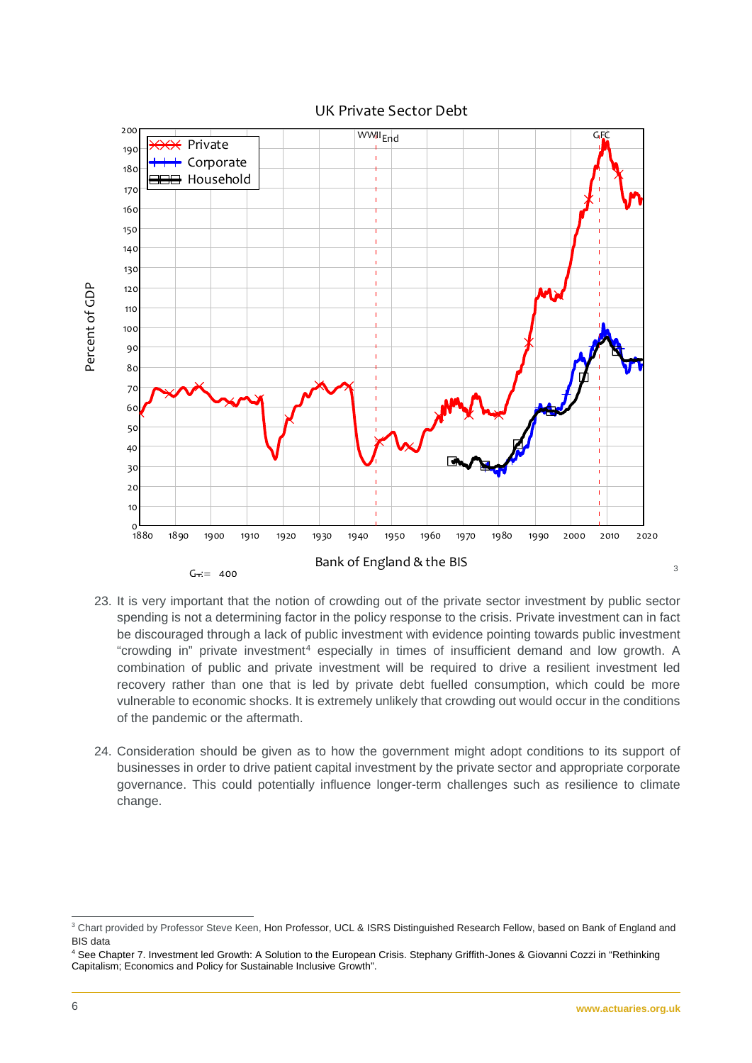## UK Private Sector Debt

Bank of England & the BIS[3]

23. It is very important that the notion of crowding out of the private sector investment by public sector spending is not a determining factor in the policy response to the crisis. Private investment can in fact be discouraged through a lack of public investment with evidence pointing towards public investment "crowding in" private investment[4] especially in times of insufficient demand and low growth. A combination of public and private investment will be required to drive a resilient investment led recovery rather than one that is led by private debt fuelled consumption, which could be more vulnerable to economic shocks. It is extremely unlikely that crowding out would occur in the conditions of the pandemic or the aftermath.

24. Consideration should be given as to how the government might adopt conditions to its support of businesses in order to drive patient capital investment by the private sector and appropriate corporate governance. This could potentially influence longer-term challenges such as resilience to climate change.

---

[3] Chart provided by Professor Steve Keen, Hon Professor, UCL & ISRS Distinguished Research Fellow, based on Bank of England and BIS data

[4] See Chapter 7. Investment led Growth: A Solution to the European Crisis. Stephany Griffith-Jones & Giovanni Cozzi in "Rethinking Capitalism; Economics and Policy for Sustainable Inclusive Growth".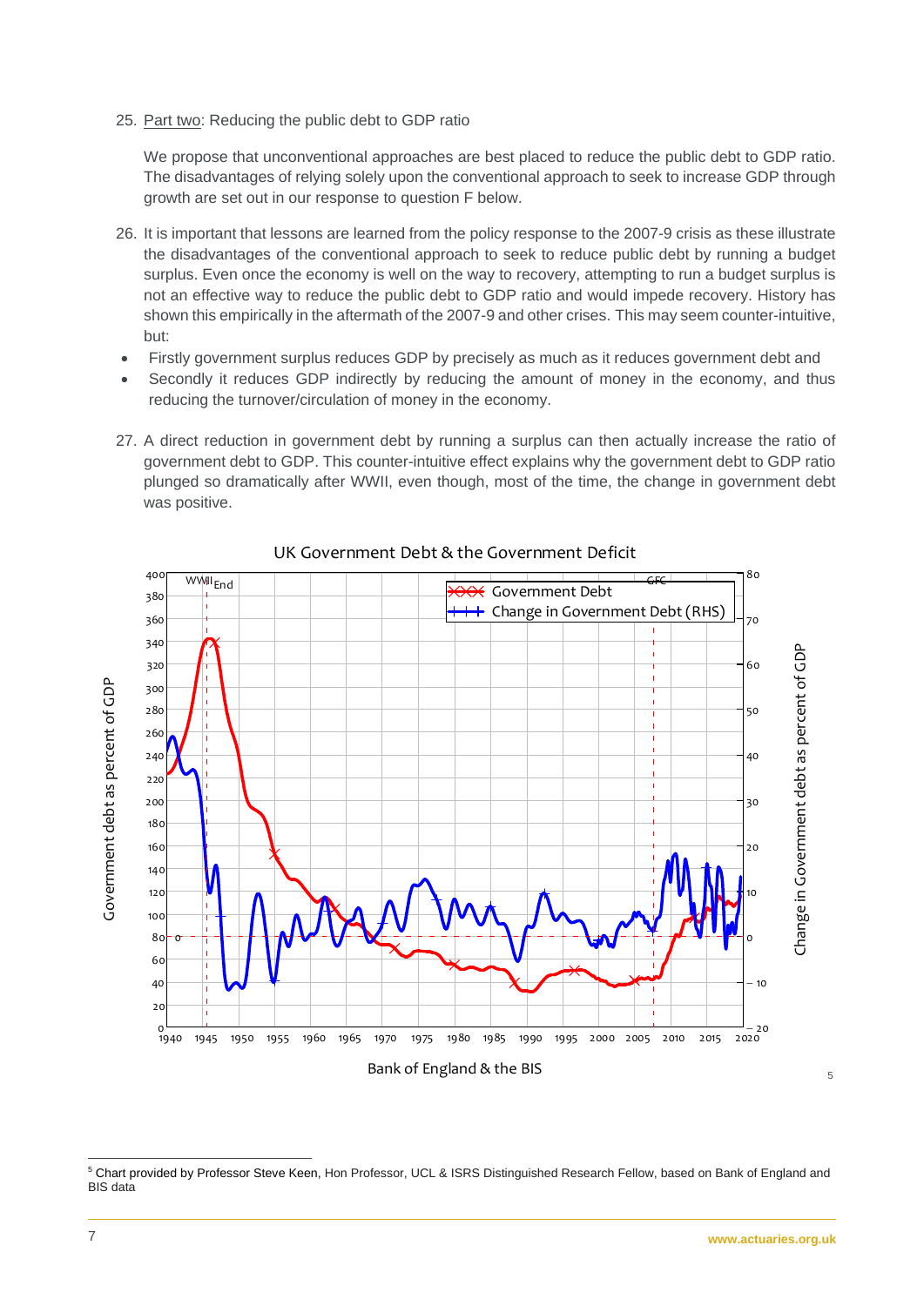25. <u>Part two</u>: Reducing the public debt to GDP ratio

    We propose that unconventional approaches are best placed to reduce the public debt to GDP ratio. The disadvantages of relying solely upon the conventional approach to seek to increase GDP through growth are set out in our response to question F below.

26. It is important that lessons are learned from the policy response to the 2007-9 crisis as these illustrate the disadvantages of the conventional approach to seek to reduce public debt by running a budget surplus. Even once the economy is well on the way to recovery, attempting to run a budget surplus is not an effective way to reduce the public debt to GDP ratio and would impede recovery. History has shown this empirically in the aftermath of the 2007-9 and other crises. This may seem counter-intuitive, but:

- Firstly government surplus reduces GDP by precisely as much as it reduces government debt and
- Secondly it reduces GDP indirectly by reducing the amount of money in the economy, and thus reducing the turnover/circulation of money in the economy.

27. A direct reduction in government debt by running a surplus can then actually increase the ratio of government debt to GDP. This counter-intuitive effect explains why the government debt to GDP ratio plunged so dramatically after WWII, even though, most of the time, the change in government debt was positive.

UK Government Debt & the Government Deficit

Bank of England & the BIS[5]

[5] Chart provided by Professor Steve Keen, Hon Professor, UCL & ISRS Distinguished Research Fellow, based on Bank of England and BIS data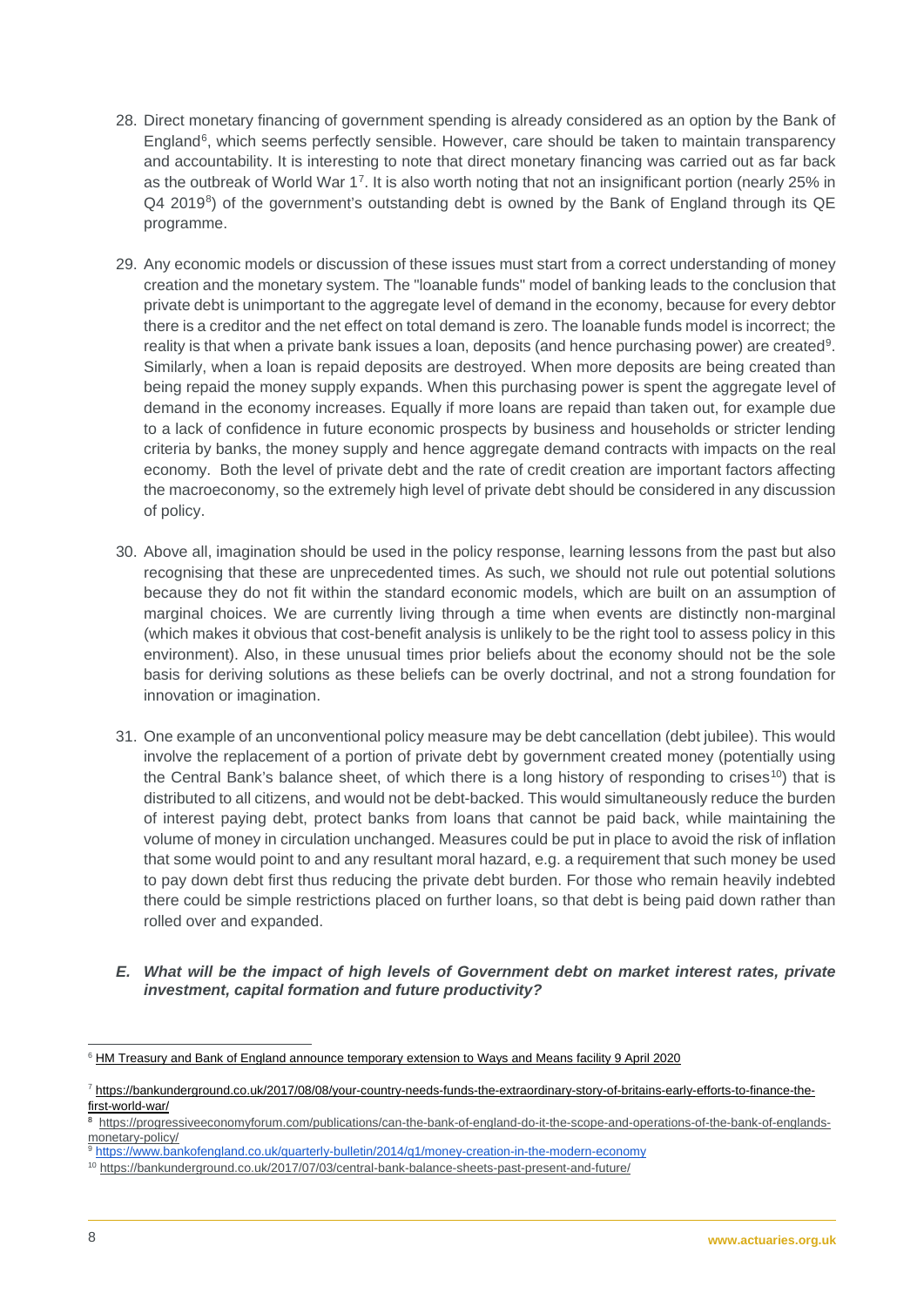28. Direct monetary financing of government spending is already considered as an option by the Bank of England[6], which seems perfectly sensible. However, care should be taken to maintain transparency and accountability. It is interesting to note that direct monetary financing was carried out as far back as the outbreak of World War 1[7]. It is also worth noting that not an insignificant portion (nearly 25% in Q4 2019[8]) of the government's outstanding debt is owned by the Bank of England through its QE programme.

29. Any economic models or discussion of these issues must start from a correct understanding of money creation and the monetary system. The "loanable funds" model of banking leads to the conclusion that private debt is unimportant to the aggregate level of demand in the economy, because for every debtor there is a creditor and the net effect on total demand is zero. The loanable funds model is incorrect; the reality is that when a private bank issues a loan, deposits (and hence purchasing power) are created[9]. Similarly, when a loan is repaid deposits are destroyed. When more deposits are being created than being repaid the money supply expands. When this purchasing power is spent the aggregate level of demand in the economy increases. Equally if more loans are repaid than taken out, for example due to a lack of confidence in future economic prospects by business and households or stricter lending criteria by banks, the money supply and hence aggregate demand contracts with impacts on the real economy. Both the level of private debt and the rate of credit creation are important factors affecting the macroeconomy, so the extremely high level of private debt should be considered in any discussion of policy.

30. Above all, imagination should be used in the policy response, learning lessons from the past but also recognising that these are unprecedented times. As such, we should not rule out potential solutions because they do not fit within the standard economic models, which are built on an assumption of marginal choices. We are currently living through a time when events are distinctly non-marginal (which makes it obvious that cost-benefit analysis is unlikely to be the right tool to assess policy in this environment). Also, in these unusual times prior beliefs about the economy should not be the sole basis for deriving solutions as these beliefs can be overly doctrinal, and not a strong foundation for innovation or imagination.

31. One example of an unconventional policy measure may be debt cancellation (debt jubilee). This would involve the replacement of a portion of private debt by government created money (potentially using the Central Bank's balance sheet, of which there is a long history of responding to crises[10]) that is distributed to all citizens, and would not be debt-backed. This would simultaneously reduce the burden of interest paying debt, protect banks from loans that cannot be paid back, while maintaining the volume of money in circulation unchanged. Measures could be put in place to avoid the risk of inflation that some would point to and any resultant moral hazard, e.g. a requirement that such money be used to pay down debt first thus reducing the private debt burden. For those who remain heavily indebted there could be simple restrictions placed on further loans, so that debt is being paid down rather than rolled over and expanded.

***E. What will be the impact of high levels of Government debt on market interest rates, private investment, capital formation and future productivity?***

---

[6] HM Treasury and Bank of England announce temporary extension to Ways and Means facility 9 April 2020

[7] https://bankunderground.co.uk/2017/08/08/your-country-needs-funds-the-extraordinary-story-of-britains-early-efforts-to-finance-the-first-world-war/

[8] https://progressiveeconomyforum.com/publications/can-the-bank-of-england-do-it-the-scope-and-operations-of-the-bank-of-englands-monetary-policy/

[9] https://www.bankofengland.co.uk/quarterly-bulletin/2014/q1/money-creation-in-the-modern-economy

[10] https://bankunderground.co.uk/2017/07/03/central-bank-balance-sheets-past-present-and-future/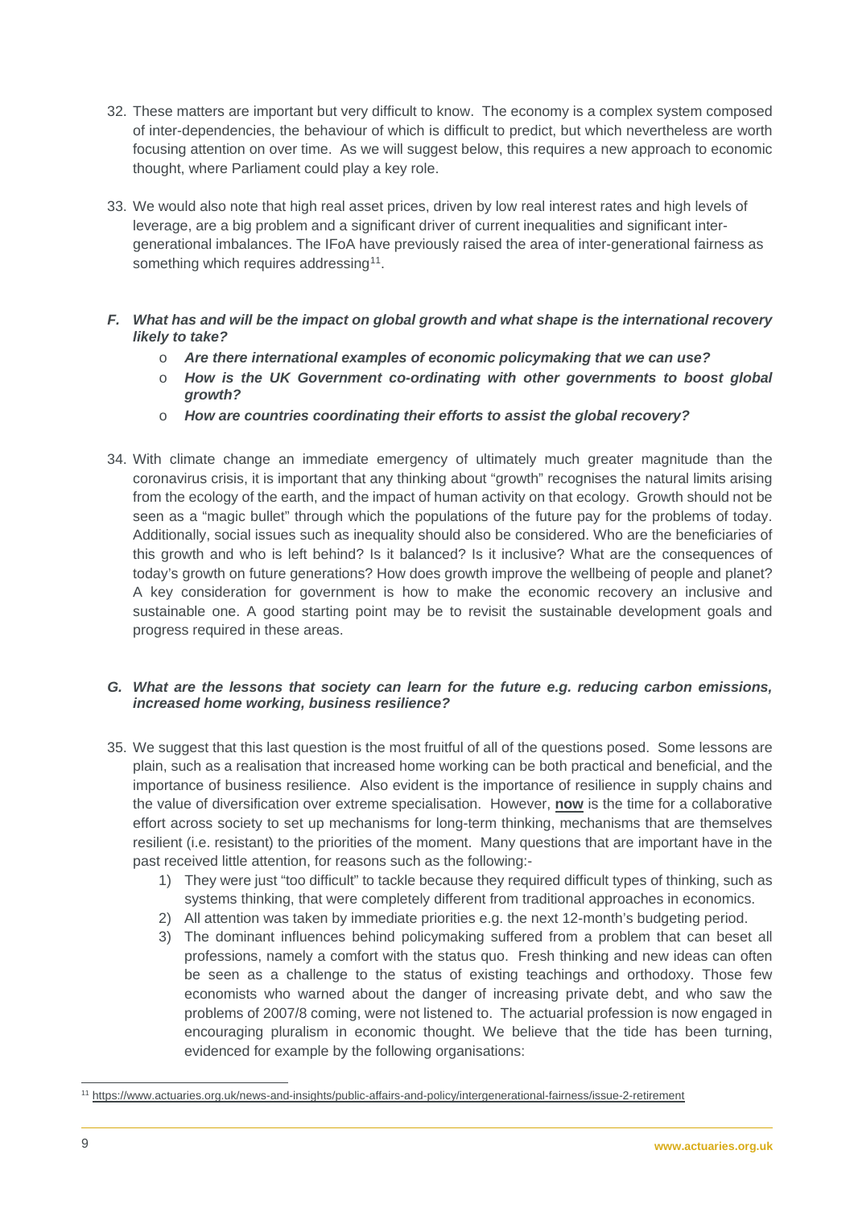32. These matters are important but very difficult to know. The economy is a complex system composed of inter-dependencies, the behaviour of which is difficult to predict, but which nevertheless are worth focusing attention on over time. As we will suggest below, this requires a new approach to economic thought, where Parliament could play a key role.

33. We would also note that high real asset prices, driven by low real interest rates and high levels of leverage, are a big problem and a significant driver of current inequalities and significant inter-generational imbalances. The IFoA have previously raised the area of inter-generational fairness as something which requires addressing[11].

***F. What has and will be the impact on global growth and what shape is the international recovery likely to take?***

- ***Are there international examples of economic policymaking that we can use?***
- ***How is the UK Government co-ordinating with other governments to boost global growth?***
- ***How are countries coordinating their efforts to assist the global recovery?***

34. With climate change an immediate emergency of ultimately much greater magnitude than the coronavirus crisis, it is important that any thinking about "growth" recognises the natural limits arising from the ecology of the earth, and the impact of human activity on that ecology. Growth should not be seen as a "magic bullet" through which the populations of the future pay for the problems of today. Additionally, social issues such as inequality should also be considered. Who are the beneficiaries of this growth and who is left behind? Is it balanced? Is it inclusive? What are the consequences of today's growth on future generations? How does growth improve the wellbeing of people and planet? A key consideration for government is how to make the economic recovery an inclusive and sustainable one. A good starting point may be to revisit the sustainable development goals and progress required in these areas.

***G. What are the lessons that society can learn for the future e.g. reducing carbon emissions, increased home working, business resilience?***

35. We suggest that this last question is the most fruitful of all of the questions posed. Some lessons are plain, such as a realisation that increased home working can be both practical and beneficial, and the importance of business resilience. Also evident is the importance of resilience in supply chains and the value of diversification over extreme specialisation. However, **<u>now</u>** is the time for a collaborative effort across society to set up mechanisms for long-term thinking, mechanisms that are themselves resilient (i.e. resistant) to the priorities of the moment. Many questions that are important have in the past received little attention, for reasons such as the following:-
    1) They were just "too difficult" to tackle because they required difficult types of thinking, such as systems thinking, that were completely different from traditional approaches in economics.
    2) All attention was taken by immediate priorities e.g. the next 12-month's budgeting period.
    3) The dominant influences behind policymaking suffered from a problem that can beset all professions, namely a comfort with the status quo. Fresh thinking and new ideas can often be seen as a challenge to the status of existing teachings and orthodoxy. Those few economists who warned about the danger of increasing private debt, and who saw the problems of 2007/8 coming, were not listened to. The actuarial profession is now engaged in encouraging pluralism in economic thought. We believe that the tide has been turning, evidenced for example by the following organisations:

[11] https://www.actuaries.org.uk/news-and-insights/public-affairs-and-policy/intergenerational-fairness/issue-2-retirement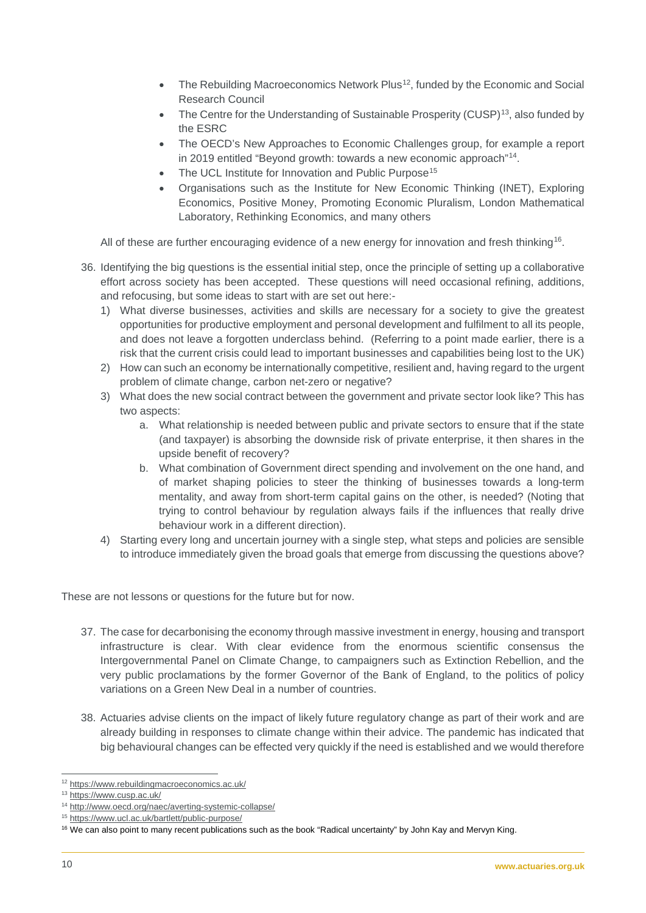- The Rebuilding Macroeconomics Network Plus[12], funded by the Economic and Social Research Council
- The Centre for the Understanding of Sustainable Prosperity (CUSP)[13], also funded by the ESRC
- The OECD's New Approaches to Economic Challenges group, for example a report in 2019 entitled "Beyond growth: towards a new economic approach"[14].
- The UCL Institute for Innovation and Public Purpose[15]
- Organisations such as the Institute for New Economic Thinking (INET), Exploring Economics, Positive Money, Promoting Economic Pluralism, London Mathematical Laboratory, Rethinking Economics, and many others

All of these are further encouraging evidence of a new energy for innovation and fresh thinking[16].

36. Identifying the big questions is the essential initial step, once the principle of setting up a collaborative effort across society has been accepted. These questions will need occasional refining, additions, and refocusing, but some ideas to start with are set out here:-
    1) What diverse businesses, activities and skills are necessary for a society to give the greatest opportunities for productive employment and personal development and fulfilment to all its people, and does not leave a forgotten underclass behind. (Referring to a point made earlier, there is a risk that the current crisis could lead to important businesses and capabilities being lost to the UK)
    2) How can such an economy be internationally competitive, resilient and, having regard to the urgent problem of climate change, carbon net-zero or negative?
    3) What does the new social contract between the government and private sector look like? This has two aspects:
        a. What relationship is needed between public and private sectors to ensure that if the state (and taxpayer) is absorbing the downside risk of private enterprise, it then shares in the upside benefit of recovery?
        b. What combination of Government direct spending and involvement on the one hand, and of market shaping policies to steer the thinking of businesses towards a long-term mentality, and away from short-term capital gains on the other, is needed? (Noting that trying to control behaviour by regulation always fails if the influences that really drive behaviour work in a different direction).
    4) Starting every long and uncertain journey with a single step, what steps and policies are sensible to introduce immediately given the broad goals that emerge from discussing the questions above?

These are not lessons or questions for the future but for now.

37. The case for decarbonising the economy through massive investment in energy, housing and transport infrastructure is clear. With clear evidence from the enormous scientific consensus the Intergovernmental Panel on Climate Change, to campaigners such as Extinction Rebellion, and the very public proclamations by the former Governor of the Bank of England, to the politics of policy variations on a Green New Deal in a number of countries.

38. Actuaries advise clients on the impact of likely future regulatory change as part of their work and are already building in responses to climate change within their advice. The pandemic has indicated that big behavioural changes can be effected very quickly if the need is established and we would therefore

---

[12] https://www.rebuildingmacroeconomics.ac.uk/

[13] https://www.cusp.ac.uk/

[14] http://www.oecd.org/naec/averting-systemic-collapse/

[15] https://www.ucl.ac.uk/bartlett/public-purpose/

[16] We can also point to many recent publications such as the book "Radical uncertainty" by John Kay and Mervyn King.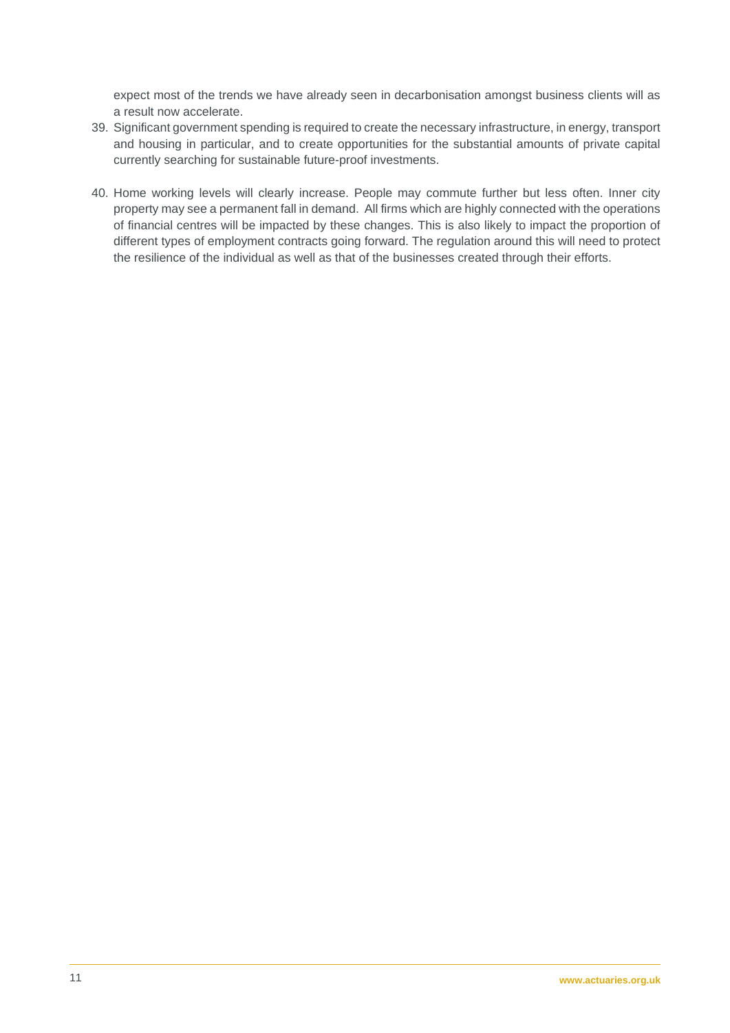expect most of the trends we have already seen in decarbonisation amongst business clients will as a result now accelerate.

39. Significant government spending is required to create the necessary infrastructure, in energy, transport and housing in particular, and to create opportunities for the substantial amounts of private capital currently searching for sustainable future-proof investments.

40. Home working levels will clearly increase. People may commute further but less often. Inner city property may see a permanent fall in demand. All firms which are highly connected with the operations of financial centres will be impacted by these changes. This is also likely to impact the proportion of different types of employment contracts going forward. The regulation around this will need to protect the resilience of the individual as well as that of the businesses created through their efforts.